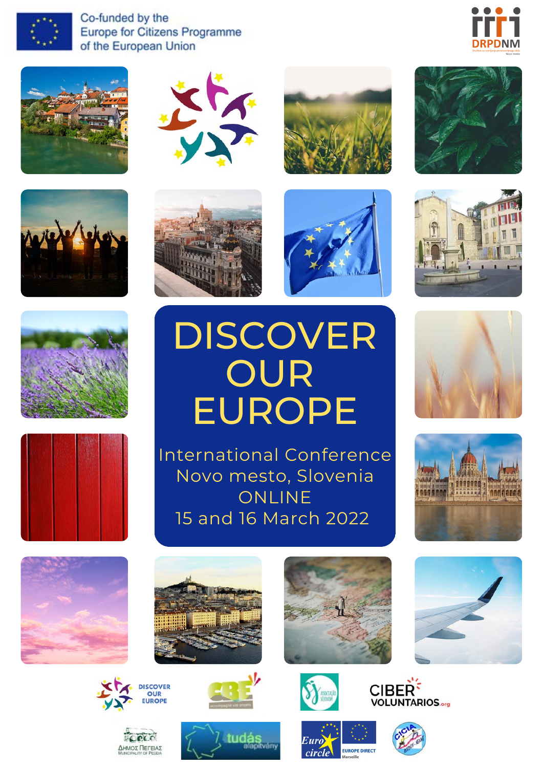Co-funded by the
Europe for Citizens Programme
of the European Union

DRPDNM

# DISCOVER OUR EUROPE

International Conference
Novo mesto, Slovenia
ONLINE
15 and 16 March 2022

DISCOVER OUR EUROPE

CIBER VOLUNTARIOS.org

ΔΗΜΟΣ ΠΕΓΕΙΑΣ
MUNICIPALITY OF PEGEIA

tudás alapítvány

Euro circle

EUROPE DIRECT Marseille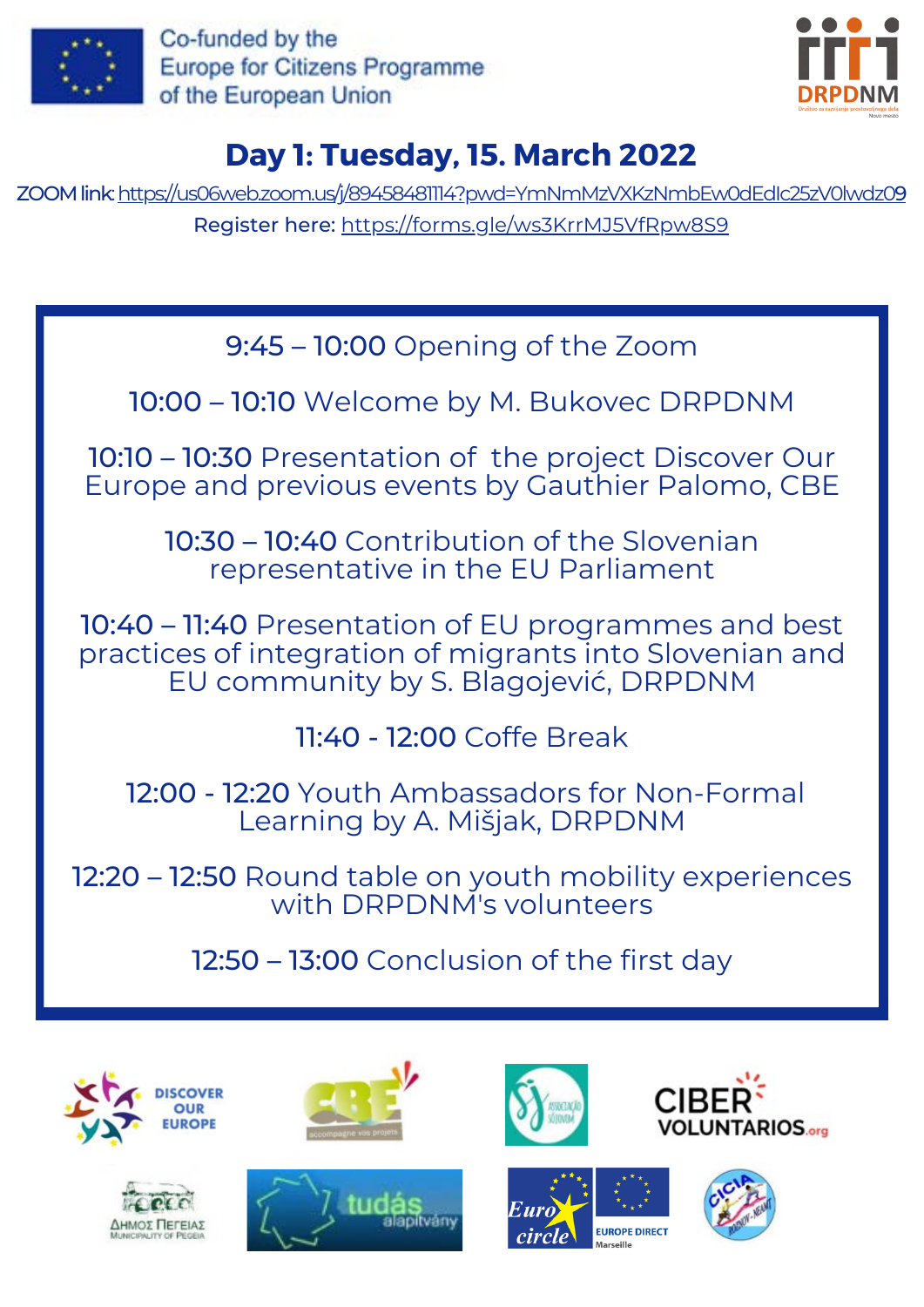Co-funded by the Europe for Citizens Programme of the European Union

DRPDNM

## Day 1: Tuesday, 15. March 2022

ZOOM link: https://us06web.zoom.us/j/89458481114?pwd=YmNmMzVXKzNmbEw0dEdlc25zV0lwdz09

Register here: https://forms.gle/ws3KrrMJ5VfRpw8S9

**9:45 – 10:00** Opening of the Zoom

**10:00 – 10:10** Welcome by M. Bukovec DRPDNM

**10:10 – 10:30** Presentation of the project Discover Our Europe and previous events by Gauthier Palomo, CBE

**10:30 – 10:40** Contribution of the Slovenian representative in the EU Parliament

**10:40 – 11:40** Presentation of EU programmes and best practices of integration of migrants into Slovenian and EU community by S. Blagojević, DRPDNM

**11:40 - 12:00** Coffe Break

**12:00 - 12:20** Youth Ambassadors for Non-Formal Learning by A. Mišjak, DRPDNM

**12:20 – 12:50** Round table on youth mobility experiences with DRPDNM's volunteers

**12:50 – 13:00** Conclusion of the first day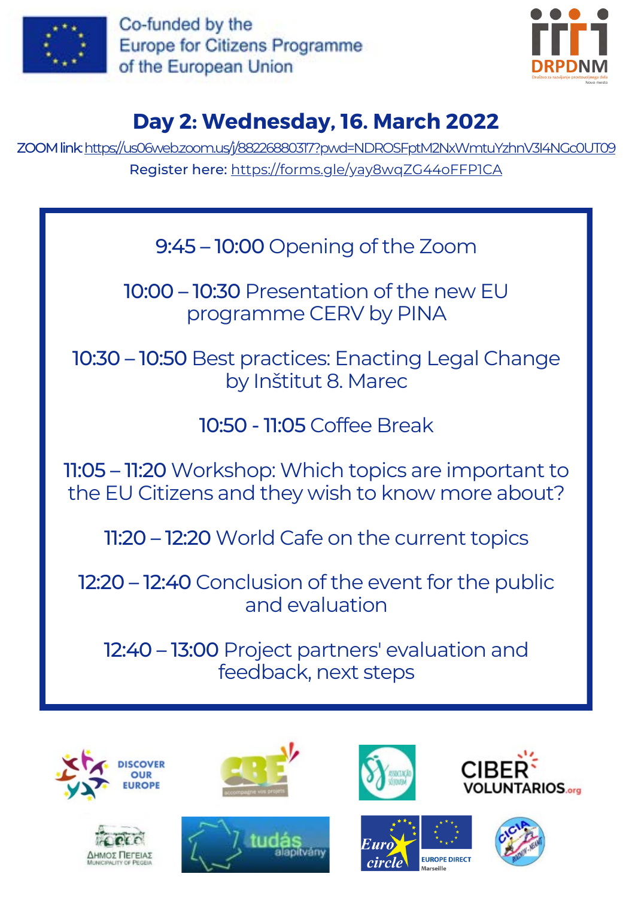Co-funded by the Europe for Citizens Programme of the European Union

DRPDNM

Društvo za razvijanje prostovoljnega dela Novo mesto

## Day 2: Wednesday, 16. March 2022

ZOOM link: https://us06web.zoom.us/j/88226880317?pwd=NDROSFptM2NxWmtuYzhnV3I4NGc0UT09

Register here: https://forms.gle/yay8wqZG44oFFP1CA

**9:45 – 10:00** Opening of the Zoom

**10:00 – 10:30** Presentation of the new EU programme CERV by PINA

**10:30 – 10:50** Best practices: Enacting Legal Change by Inštitut 8. Marec

**10:50 - 11:05** Coffee Break

**11:05 – 11:20** Workshop: Which topics are important to the EU Citizens and they wish to know more about?

**11:20 – 12:20** World Cafe on the current topics

**12:20 – 12:40** Conclusion of the event for the public and evaluation

**12:40 – 13:00** Project partners' evaluation and feedback, next steps

DISCOVER OUR EUROPE

CBE accompagne vos projets

Associação Sójovem

CIBERVOLUNTARIOS.org

ΔΗΜΟΣ ΠΕΓΕΙΑΣ MUNICIPALITY OF PEGEIA

tudás alapítvány

Euro circle

EUROPE DIRECT Marseille

CICIA